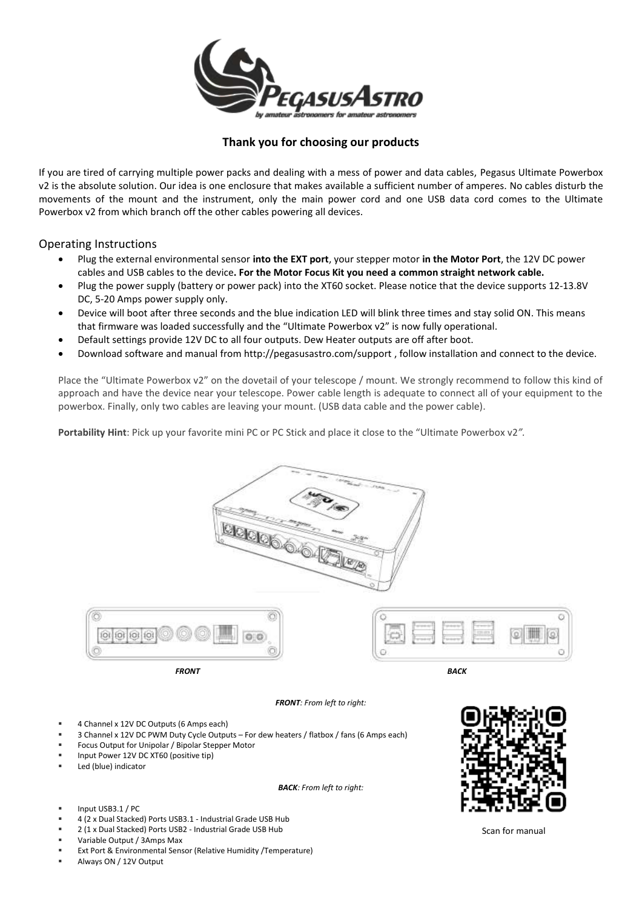**Thank you for choosing our products**

If you are tired of carrying multiple power packs and dealing with a mess of power and data cables, Pegasus Ultimate Powerbox v2 is the absolute solution. Our idea is one enclosure that makes available a sufficient number of amperes. No cables disturb the movements of the mount and the instrument, only the main power cord and one USB data cord comes to the Ultimate Powerbox v2 from which branch off the other cables powering all devices.

## Operating Instructions

- Plug the external environmental sensor **into the EXT port**, your stepper motor **in the Motor Port**, the 12V DC power cables and USB cables to the device**. For the Motor Focus Kit you need a common straight network cable.**
- Plug the power supply (battery or power pack) into the XT60 socket. Please notice that the device supports 12-13.8V DC, 5-20 Amps power supply only.
- Device will boot after three seconds and the blue indication LED will blink three times and stay solid ON. This means that firmware was loaded successfully and the "Ultimate Powerbox v2" is now fully operational.
- Default settings provide 12V DC to all four outputs. Dew Heater outputs are off after boot.
- Download software and manual from http://pegasusastro.com/support , follow installation and connect to the device.

Place the "Ultimate Powerbox v2" on the dovetail of your telescope / mount. We strongly recommend to follow this kind of approach and have the device near your telescope. Power cable length is adequate to connect all of your equipment to the powerbox. Finally, only two cables are leaving your mount. (USB data cable and the power cable).

**Portability Hint**: Pick up your favorite mini PC or PC Stick and place it close to the "Ultimate Powerbox v2".

*FRONT* *BACK*

***FRONT**: From left to right:*

- 4 Channel x 12V DC Outputs (6 Amps each)
- 3 Channel x 12V DC PWM Duty Cycle Outputs – For dew heaters / flatbox / fans (6 Amps each)
- Focus Output for Unipolar / Bipolar Stepper Motor
- Input Power 12V DC XT60 (positive tip)
- Led (blue) indicator

***BACK**: From left to right:*

- Input USB3.1 / PC
- 4 (2 x Dual Stacked) Ports USB3.1 - Industrial Grade USB Hub
- 2 (1 x Dual Stacked) Ports USB2 - Industrial Grade USB Hub
- Variable Output / 3Amps Max
- Ext Port & Environmental Sensor (Relative Humidity /Temperature)
- Always ON / 12V Output

Scan for manual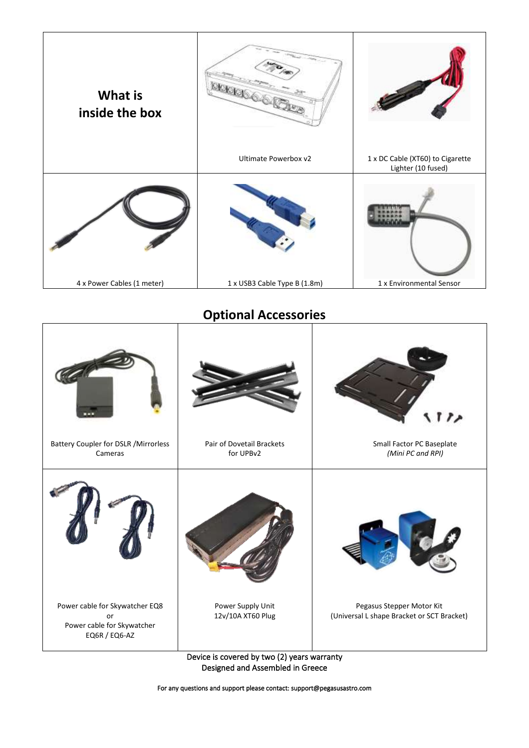| | | |
|---|---|---|
| **What is inside the box** | Ultimate Powerbox v2 | 1 x DC Cable (XT60) to Cigarette Lighter (10 fused) |
| 4 x Power Cables (1 meter) | 1 x USB3 Cable Type B (1.8m) | 1 x Environmental Sensor |

## Optional Accessories

| | | |
|---|---|---|
| Battery Coupler for DSLR /Mirrorless Cameras | Pair of Dovetail Brackets for UPBv2 | Small Factor PC Baseplate *(Mini PC and RPI)* |
| Power cable for Skywatcher EQ8 or Power cable for Skywatcher EQ6R / EQ6-AZ | Power Supply Unit 12v/10A XT60 Plug | Pegasus Stepper Motor Kit (Universal L shape Bracket or SCT Bracket) |

Device is covered by two (2) years warranty
Designed and Assembled in Greece

For any questions and support please contact: support@pegasusastro.com